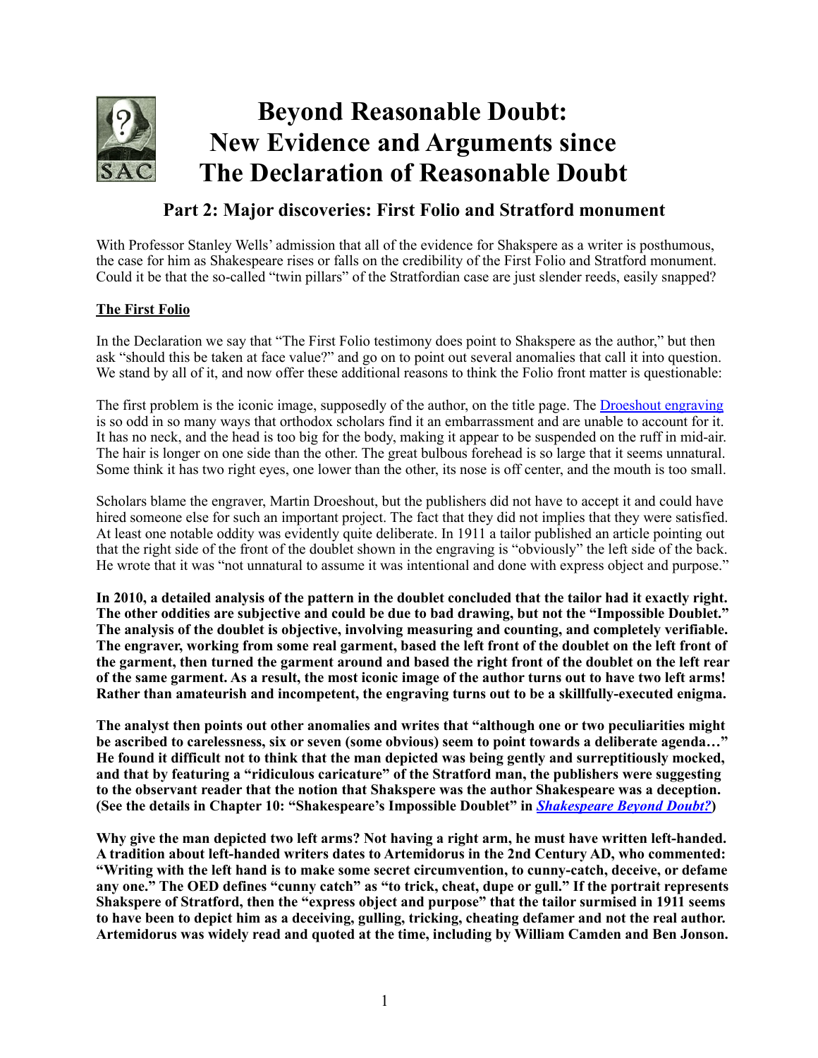# Beyond Reasonable Doubt: New Evidence and Arguments since The Declaration of Reasonable Doubt

## Part 2: Major discoveries: First Folio and Stratford monument

With Professor Stanley Wells' admission that all of the evidence for Shakspere as a writer is posthumous, the case for him as Shakespeare rises or falls on the credibility of the First Folio and Stratford monument. Could it be that the so-called "twin pillars" of the Stratfordian case are just slender reeds, easily snapped?

### The First Folio

In the Declaration we say that "The First Folio testimony does point to Shakspere as the author," but then ask "should this be taken at face value?" and go on to point out several anomalies that call it into question. We stand by all of it, and now offer these additional reasons to think the Folio front matter is questionable:

The first problem is the iconic image, supposedly of the author, on the title page. The Droeshout engraving is so odd in so many ways that orthodox scholars find it an embarrassment and are unable to account for it. It has no neck, and the head is too big for the body, making it appear to be suspended on the ruff in mid-air. The hair is longer on one side than the other. The great bulbous forehead is so large that it seems unnatural. Some think it has two right eyes, one lower than the other, its nose is off center, and the mouth is too small.

Scholars blame the engraver, Martin Droeshout, but the publishers did not have to accept it and could have hired someone else for such an important project. The fact that they did not implies that they were satisfied. At least one notable oddity was evidently quite deliberate. In 1911 a tailor published an article pointing out that the right side of the front of the doublet shown in the engraving is "obviously" the left side of the back. He wrote that it was "not unnatural to assume it was intentional and done with express object and purpose."

**In 2010, a detailed analysis of the pattern in the doublet concluded that the tailor had it exactly right. The other oddities are subjective and could be due to bad drawing, but not the "Impossible Doublet." The analysis of the doublet is objective, involving measuring and counting, and completely verifiable. The engraver, working from some real garment, based the left front of the doublet on the left front of the garment, then turned the garment around and based the right front of the doublet on the left rear of the same garment. As a result, the most iconic image of the author turns out to have two left arms! Rather than amateurish and incompetent, the engraving turns out to be a skillfully-executed enigma.**

**The analyst then points out other anomalies and writes that "although one or two peculiarities might be ascribed to carelessness, six or seven (some obvious) seem to point towards a deliberate agenda…" He found it difficult not to think that the man depicted was being gently and surreptitiously mocked, and that by featuring a "ridiculous caricature" of the Stratford man, the publishers were suggesting to the observant reader that the notion that Shakspere was the author Shakespeare was a deception. (See the details in Chapter 10: "Shakespeare's Impossible Doublet" in *Shakespeare Beyond Doubt?*)**

**Why give the man depicted two left arms? Not having a right arm, he must have written left-handed. A tradition about left-handed writers dates to Artemidorus in the 2nd Century AD, who commented: "Writing with the left hand is to make some secret circumvention, to cunny-catch, deceive, or defame any one." The OED defines "cunny catch" as "to trick, cheat, dupe or gull." If the portrait represents Shakspere of Stratford, then the "express object and purpose" that the tailor surmised in 1911 seems to have been to depict him as a deceiving, gulling, tricking, cheating defamer and not the real author. Artemidorus was widely read and quoted at the time, including by William Camden and Ben Jonson.**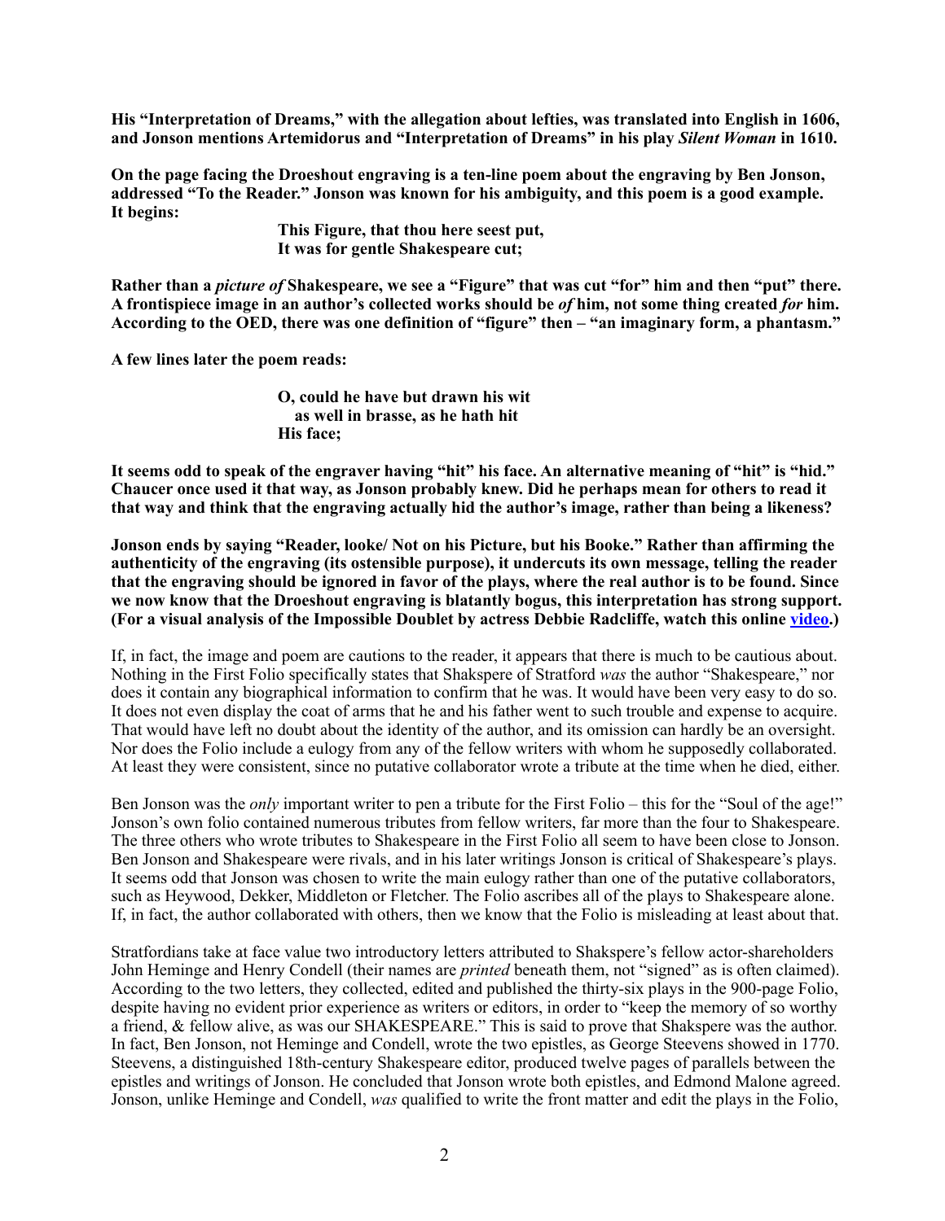**His "Interpretation of Dreams," with the allegation about lefties, was translated into English in 1606, and Jonson mentions Artemidorus and "Interpretation of Dreams" in his play *Silent Woman* in 1610.**

**On the page facing the Droeshout engraving is a ten-line poem about the engraving by Ben Jonson, addressed "To the Reader." Jonson was known for his ambiguity, and this poem is a good example. It begins:**

> **This Figure, that thou here seest put,**
> **It was for gentle Shakespeare cut;**

**Rather than a *picture of* Shakespeare, we see a "Figure" that was cut "for" him and then "put" there. A frontispiece image in an author's collected works should be *of* him, not some thing created *for* him. According to the OED, there was one definition of "figure" then – "an imaginary form, a phantasm."**

**A few lines later the poem reads:**

> **O, could he have but drawn his wit**
> **as well in brasse, as he hath hit**
> **His face;**

**It seems odd to speak of the engraver having "hit" his face. An alternative meaning of "hit" is "hid." Chaucer once used it that way, as Jonson probably knew. Did he perhaps mean for others to read it that way and think that the engraving actually hid the author's image, rather than being a likeness?**

**Jonson ends by saying "Reader, looke/ Not on his Picture, but his Booke." Rather than affirming the authenticity of the engraving (its ostensible purpose), it undercuts its own message, telling the reader that the engraving should be ignored in favor of the plays, where the real author is to be found. Since we now know that the Droeshout engraving is blatantly bogus, this interpretation has strong support. (For a visual analysis of the Impossible Doublet by actress Debbie Radcliffe, watch this online video.)**

If, in fact, the image and poem are cautions to the reader, it appears that there is much to be cautious about. Nothing in the First Folio specifically states that Shakspere of Stratford *was* the author "Shakespeare," nor does it contain any biographical information to confirm that he was. It would have been very easy to do so. It does not even display the coat of arms that he and his father went to such trouble and expense to acquire. That would have left no doubt about the identity of the author, and its omission can hardly be an oversight. Nor does the Folio include a eulogy from any of the fellow writers with whom he supposedly collaborated. At least they were consistent, since no putative collaborator wrote a tribute at the time when he died, either.

Ben Jonson was the *only* important writer to pen a tribute for the First Folio – this for the "Soul of the age!" Jonson's own folio contained numerous tributes from fellow writers, far more than the four to Shakespeare. The three others who wrote tributes to Shakespeare in the First Folio all seem to have been close to Jonson. Ben Jonson and Shakespeare were rivals, and in his later writings Jonson is critical of Shakespeare's plays. It seems odd that Jonson was chosen to write the main eulogy rather than one of the putative collaborators, such as Heywood, Dekker, Middleton or Fletcher. The Folio ascribes all of the plays to Shakespeare alone. If, in fact, the author collaborated with others, then we know that the Folio is misleading at least about that.

Stratfordians take at face value two introductory letters attributed to Shakspere's fellow actor-shareholders John Heminge and Henry Condell (their names are *printed* beneath them, not "signed" as is often claimed). According to the two letters, they collected, edited and published the thirty-six plays in the 900-page Folio, despite having no evident prior experience as writers or editors, in order to "keep the memory of so worthy a friend, & fellow alive, as was our SHAKESPEARE." This is said to prove that Shakspere was the author. In fact, Ben Jonson, not Heminge and Condell, wrote the two epistles, as George Steevens showed in 1770. Steevens, a distinguished 18th-century Shakespeare editor, produced twelve pages of parallels between the epistles and writings of Jonson. He concluded that Jonson wrote both epistles, and Edmond Malone agreed. Jonson, unlike Heminge and Condell, *was* qualified to write the front matter and edit the plays in the Folio,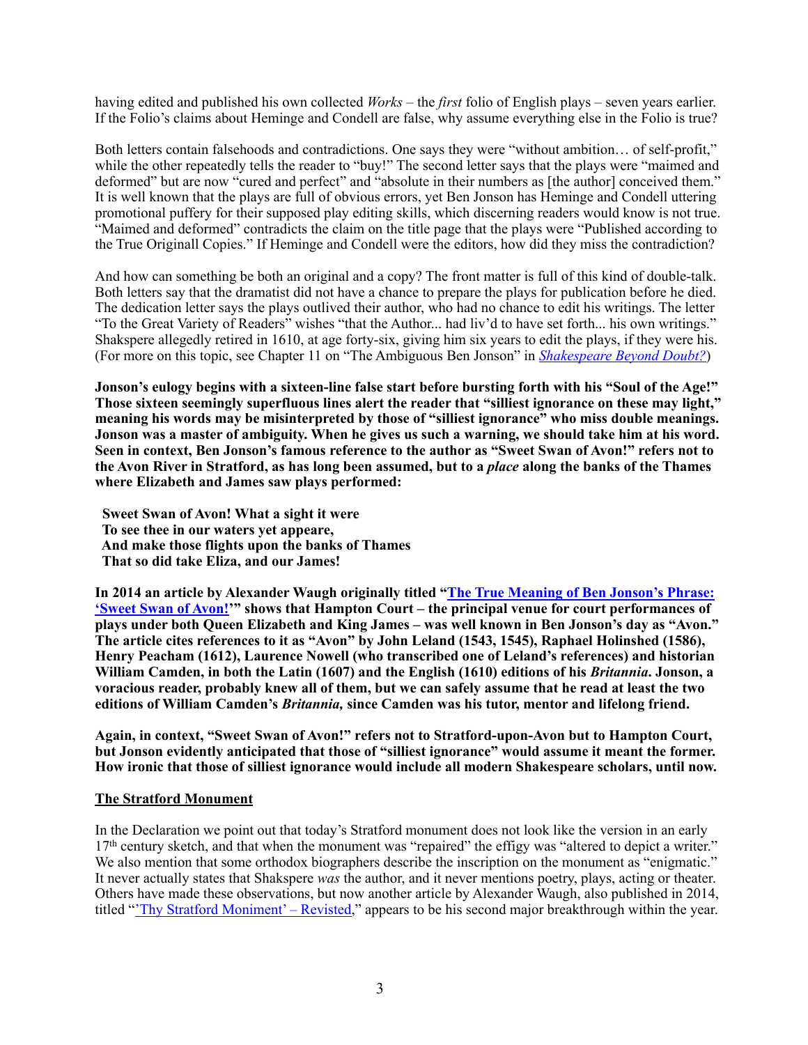having edited and published his own collected *Works* – the *first* folio of English plays – seven years earlier. If the Folio's claims about Heminge and Condell are false, why assume everything else in the Folio is true?

Both letters contain falsehoods and contradictions. One says they were "without ambition… of self-profit," while the other repeatedly tells the reader to "buy!" The second letter says that the plays were "maimed and deformed" but are now "cured and perfect" and "absolute in their numbers as [the author] conceived them." It is well known that the plays are full of obvious errors, yet Ben Jonson has Heminge and Condell uttering promotional puffery for their supposed play editing skills, which discerning readers would know is not true. "Maimed and deformed" contradicts the claim on the title page that the plays were "Published according to the True Originall Copies." If Heminge and Condell were the editors, how did they miss the contradiction?

And how can something be both an original and a copy? The front matter is full of this kind of double-talk. Both letters say that the dramatist did not have a chance to prepare the plays for publication before he died. The dedication letter says the plays outlived their author, who had no chance to edit his writings. The letter "To the Great Variety of Readers" wishes "that the Author... had liv'd to have set forth... his own writings." Shakspere allegedly retired in 1610, at age forty-six, giving him six years to edit the plays, if they were his. (For more on this topic, see Chapter 11 on "The Ambiguous Ben Jonson" in *Shakespeare Beyond Doubt?*)

**Jonson's eulogy begins with a sixteen-line false start before bursting forth with his "Soul of the Age!" Those sixteen seemingly superfluous lines alert the reader that "silliest ignorance on these may light," meaning his words may be misinterpreted by those of "silliest ignorance" who miss double meanings. Jonson was a master of ambiguity. When he gives us such a warning, we should take him at his word. Seen in context, Ben Jonson's famous reference to the author as "Sweet Swan of Avon!" refers not to the Avon River in Stratford, as has long been assumed, but to a *place* along the banks of the Thames where Elizabeth and James saw plays performed:**

> **Sweet Swan of Avon! What a sight it were**
> **To see thee in our waters yet appeare,**
> **And make those flights upon the banks of Thames**
> **That so did take Eliza, and our James!**

**In 2014 an article by Alexander Waugh originally titled "The True Meaning of Ben Jonson's Phrase: 'Sweet Swan of Avon!'" shows that Hampton Court – the principal venue for court performances of plays under both Queen Elizabeth and King James – was well known in Ben Jonson's day as "Avon." The article cites references to it as "Avon" by John Leland (1543, 1545), Raphael Holinshed (1586), Henry Peacham (1612), Laurence Nowell (who transcribed one of Leland's references) and historian William Camden, in both the Latin (1607) and the English (1610) editions of his *Britannia*. Jonson, a voracious reader, probably knew all of them, but we can safely assume that he read at least the two editions of William Camden's *Britannia,* since Camden was his tutor, mentor and lifelong friend.**

**Again, in context, "Sweet Swan of Avon!" refers not to Stratford-upon-Avon but to Hampton Court, but Jonson evidently anticipated that those of "silliest ignorance" would assume it meant the former. How ironic that those of silliest ignorance would include all modern Shakespeare scholars, until now.**

## The Stratford Monument

In the Declaration we point out that today's Stratford monument does not look like the version in an early 17th century sketch, and that when the monument was "repaired" the effigy was "altered to depict a writer." We also mention that some orthodox biographers describe the inscription on the monument as "enigmatic." It never actually states that Shakspere *was* the author, and it never mentions poetry, plays, acting or theater. Others have made these observations, but now another article by Alexander Waugh, also published in 2014, titled "'Thy Stratford Moniment' – Revisted," appears to be his second major breakthrough within the year.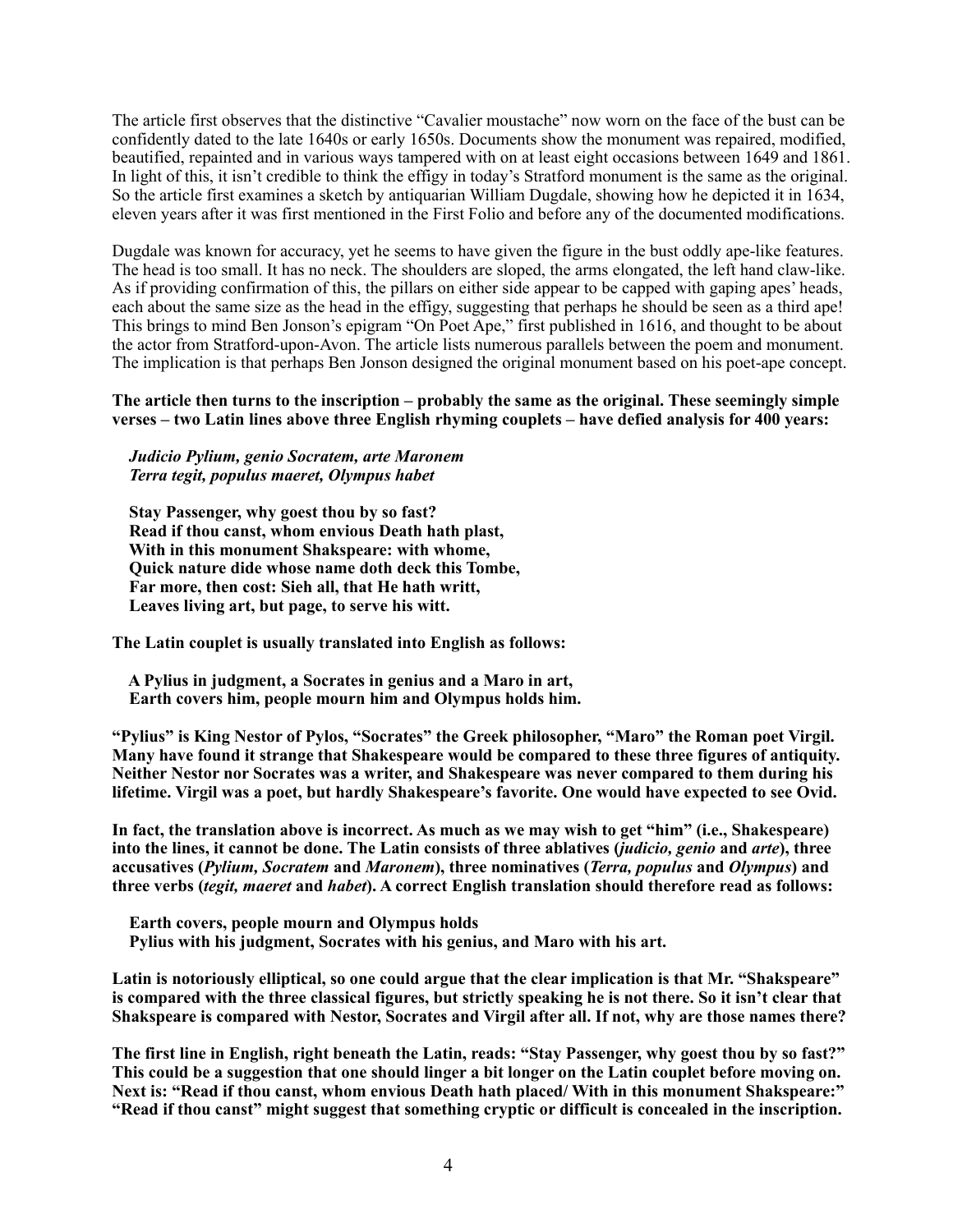The article first observes that the distinctive "Cavalier moustache" now worn on the face of the bust can be confidently dated to the late 1640s or early 1650s. Documents show the monument was repaired, modified, beautified, repainted and in various ways tampered with on at least eight occasions between 1649 and 1861. In light of this, it isn't credible to think the effigy in today's Stratford monument is the same as the original. So the article first examines a sketch by antiquarian William Dugdale, showing how he depicted it in 1634, eleven years after it was first mentioned in the First Folio and before any of the documented modifications.

Dugdale was known for accuracy, yet he seems to have given the figure in the bust oddly ape-like features. The head is too small. It has no neck. The shoulders are sloped, the arms elongated, the left hand claw-like. As if providing confirmation of this, the pillars on either side appear to be capped with gaping apes' heads, each about the same size as the head in the effigy, suggesting that perhaps he should be seen as a third ape! This brings to mind Ben Jonson's epigram "On Poet Ape," first published in 1616, and thought to be about the actor from Stratford-upon-Avon. The article lists numerous parallels between the poem and monument. The implication is that perhaps Ben Jonson designed the original monument based on his poet-ape concept.

**The article then turns to the inscription – probably the same as the original. These seemingly simple verses – two Latin lines above three English rhyming couplets – have defied analysis for 400 years:**

> ***Judicio Pylium, genio Socratem, arte Maronem***
> ***Terra tegit, populus maeret, Olympus habet***
>
> **Stay Passenger, why goest thou by so fast?**
> **Read if thou canst, whom envious Death hath plast,**
> **With in this monument Shakspeare: with whome,**
> **Quick nature dide whose name doth deck this Tombe,**
> **Far more, then cost: Sieh all, that He hath writt,**
> **Leaves living art, but page, to serve his witt.**

**The Latin couplet is usually translated into English as follows:**

> **A Pylius in judgment, a Socrates in genius and a Maro in art,**
> **Earth covers him, people mourn him and Olympus holds him.**

**"Pylius" is King Nestor of Pylos, "Socrates" the Greek philosopher, "Maro" the Roman poet Virgil. Many have found it strange that Shakespeare would be compared to these three figures of antiquity. Neither Nestor nor Socrates was a writer, and Shakespeare was never compared to them during his lifetime. Virgil was a poet, but hardly Shakespeare's favorite. One would have expected to see Ovid.**

**In fact, the translation above is incorrect. As much as we may wish to get "him" (i.e., Shakespeare) into the lines, it cannot be done. The Latin consists of three ablatives (*judicio, genio* and *arte*), three accusatives (*Pylium, Socratem* and *Maronem*), three nominatives (*Terra, populus* and *Olympus*) and three verbs (*tegit, maeret* and *habet*). A correct English translation should therefore read as follows:**

> **Earth covers, people mourn and Olympus holds**
> **Pylius with his judgment, Socrates with his genius, and Maro with his art.**

**Latin is notoriously elliptical, so one could argue that the clear implication is that Mr. "Shakspeare" is compared with the three classical figures, but strictly speaking he is not there. So it isn't clear that Shakspeare is compared with Nestor, Socrates and Virgil after all. If not, why are those names there?**

**The first line in English, right beneath the Latin, reads: "Stay Passenger, why goest thou by so fast?" This could be a suggestion that one should linger a bit longer on the Latin couplet before moving on. Next is: "Read if thou canst, whom envious Death hath placed/ With in this monument Shakspeare:" "Read if thou canst" might suggest that something cryptic or difficult is concealed in the inscription.**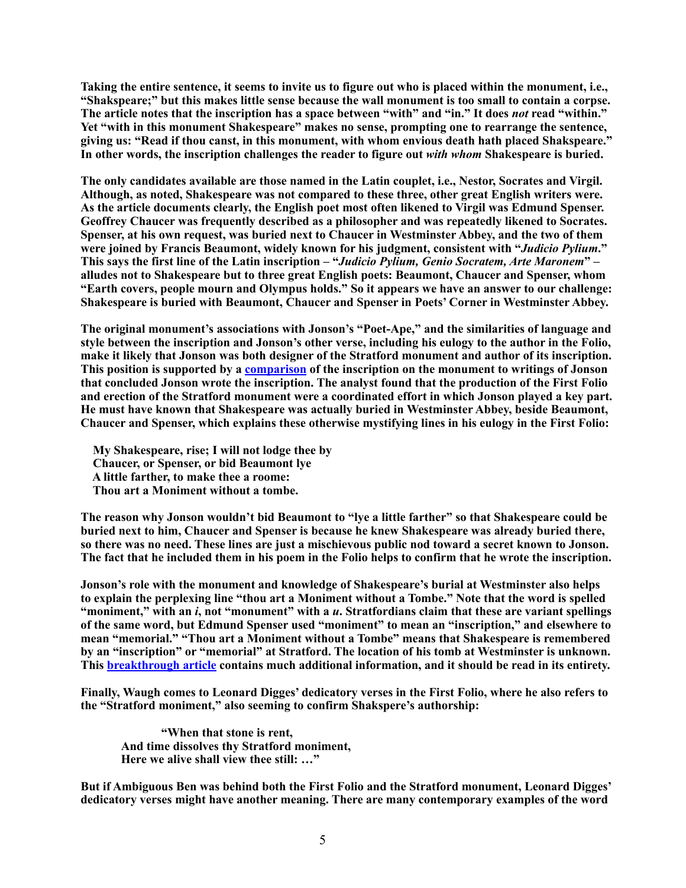**Taking the entire sentence, it seems to invite us to figure out who is placed within the monument, i.e., "Shakspeare;" but this makes little sense because the wall monument is too small to contain a corpse. The article notes that the inscription has a space between "with" and "in." It does *not* read "within." Yet "with in this monument Shakespeare" makes no sense, prompting one to rearrange the sentence, giving us: "Read if thou canst, in this monument, with whom envious death hath placed Shakspeare." In other words, the inscription challenges the reader to figure out *with whom* Shakespeare is buried.**

**The only candidates available are those named in the Latin couplet, i.e., Nestor, Socrates and Virgil. Although, as noted, Shakespeare was not compared to these three, other great English writers were. As the article documents clearly, the English poet most often likened to Virgil was Edmund Spenser. Geoffrey Chaucer was frequently described as a philosopher and was repeatedly likened to Socrates. Spenser, at his own request, was buried next to Chaucer in Westminster Abbey, and the two of them were joined by Francis Beaumont, widely known for his judgment, consistent with "*Judicio Pylium*." This says the first line of the Latin inscription – "*Judicio Pylium, Genio Socratem, Arte Maronem*" – alludes not to Shakespeare but to three great English poets: Beaumont, Chaucer and Spenser, whom "Earth covers, people mourn and Olympus holds." So it appears we have an answer to our challenge: Shakespeare is buried with Beaumont, Chaucer and Spenser in Poets' Corner in Westminster Abbey.**

**The original monument's associations with Jonson's "Poet-Ape," and the similarities of language and style between the inscription and Jonson's other verse, including his eulogy to the author in the Folio, make it likely that Jonson was both designer of the Stratford monument and author of its inscription. This position is supported by a comparison of the inscription on the monument to writings of Jonson that concluded Jonson wrote the inscription. The analyst found that the production of the First Folio and erection of the Stratford monument were a coordinated effort in which Jonson played a key part. He must have known that Shakespeare was actually buried in Westminster Abbey, beside Beaumont, Chaucer and Spenser, which explains these otherwise mystifying lines in his eulogy in the First Folio:**

> **My Shakespeare, rise; I will not lodge thee by**
> **Chaucer, or Spenser, or bid Beaumont lye**
> **A little farther, to make thee a roome:**
> **Thou art a Moniment without a tombe.**

**The reason why Jonson wouldn't bid Beaumont to "lye a little farther" so that Shakespeare could be buried next to him, Chaucer and Spenser is because he knew Shakespeare was already buried there, so there was no need. These lines are just a mischievous public nod toward a secret known to Jonson. The fact that he included them in his poem in the Folio helps to confirm that he wrote the inscription.**

**Jonson's role with the monument and knowledge of Shakespeare's burial at Westminster also helps to explain the perplexing line "thou art a Moniment without a Tombe." Note that the word is spelled "moniment," with an *i*, not "monument" with a *u*. Stratfordians claim that these are variant spellings of the same word, but Edmund Spenser used "moniment" to mean an "inscription," and elsewhere to mean "memorial." "Thou art a Moniment without a Tombe" means that Shakespeare is remembered by an "inscription" or "memorial" at Stratford. The location of his tomb at Westminster is unknown. This breakthrough article contains much additional information, and it should be read in its entirety.**

**Finally, Waugh comes to Leonard Digges' dedicatory verses in the First Folio, where he also refers to the "Stratford moniment," also seeming to confirm Shakspere's authorship:**

> **"When that stone is rent,**
> **And time dissolves thy Stratford moniment,**
> **Here we alive shall view thee still: …"**

**But if Ambiguous Ben was behind both the First Folio and the Stratford monument, Leonard Digges' dedicatory verses might have another meaning. There are many contemporary examples of the word**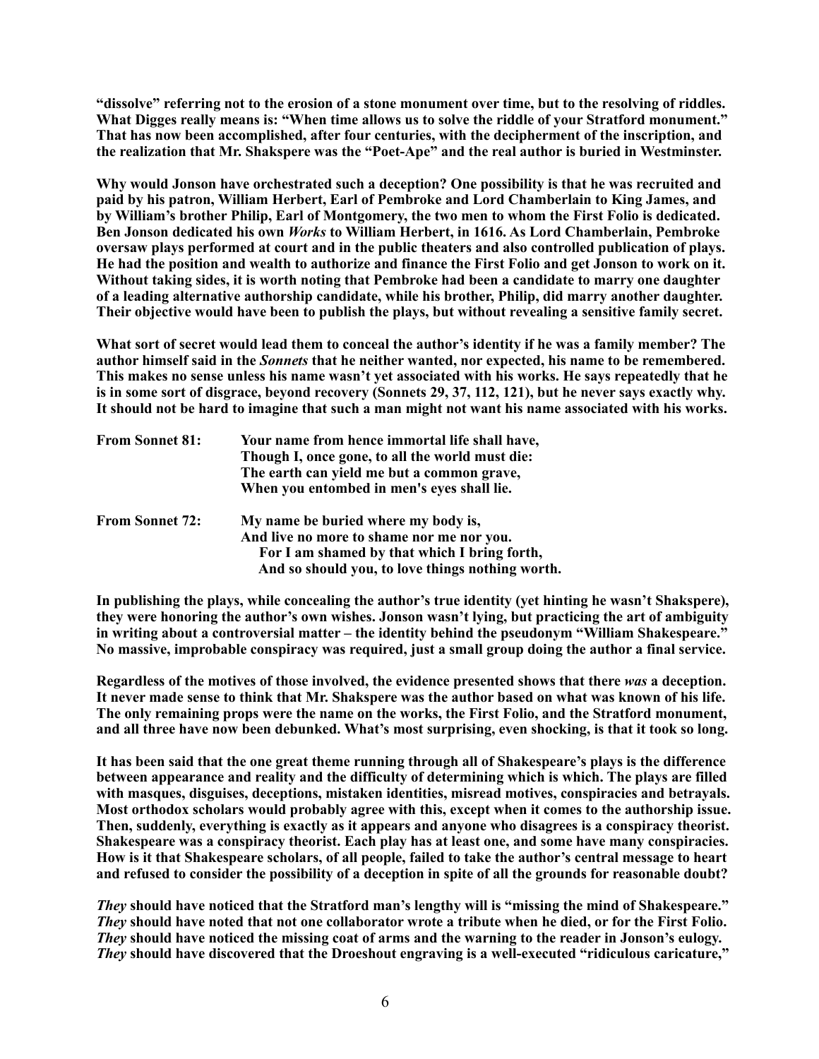**"dissolve" referring not to the erosion of a stone monument over time, but to the resolving of riddles. What Digges really means is: "When time allows us to solve the riddle of your Stratford monument." That has now been accomplished, after four centuries, with the decipherment of the inscription, and the realization that Mr. Shakspere was the "Poet-Ape" and the real author is buried in Westminster.**

**Why would Jonson have orchestrated such a deception? One possibility is that he was recruited and paid by his patron, William Herbert, Earl of Pembroke and Lord Chamberlain to King James, and by William's brother Philip, Earl of Montgomery, the two men to whom the First Folio is dedicated. Ben Jonson dedicated his own *Works* to William Herbert, in 1616. As Lord Chamberlain, Pembroke oversaw plays performed at court and in the public theaters and also controlled publication of plays. He had the position and wealth to authorize and finance the First Folio and get Jonson to work on it. Without taking sides, it is worth noting that Pembroke had been a candidate to marry one daughter of a leading alternative authorship candidate, while his brother, Philip, did marry another daughter. Their objective would have been to publish the plays, but without revealing a sensitive family secret.**

**What sort of secret would lead them to conceal the author's identity if he was a family member? The author himself said in the *Sonnets* that he neither wanted, nor expected, his name to be remembered. This makes no sense unless his name wasn't yet associated with his works. He says repeatedly that he is in some sort of disgrace, beyond recovery (Sonnets 29, 37, 112, 121), but he never says exactly why. It should not be hard to imagine that such a man might not want his name associated with his works.**

**From Sonnet 81:**

> **Your name from hence immortal life shall have,**
> **Though I, once gone, to all the world must die:**
> **The earth can yield me but a common grave,**
> **When you entombed in men's eyes shall lie.**

**From Sonnet 72:**

> **My name be buried where my body is,**
> **And live no more to shame nor me nor you.**
> **For I am shamed by that which I bring forth,**
> **And so should you, to love things nothing worth.**

**In publishing the plays, while concealing the author's true identity (yet hinting he wasn't Shakspere), they were honoring the author's own wishes. Jonson wasn't lying, but practicing the art of ambiguity in writing about a controversial matter – the identity behind the pseudonym "William Shakespeare." No massive, improbable conspiracy was required, just a small group doing the author a final service.**

**Regardless of the motives of those involved, the evidence presented shows that there *was* a deception. It never made sense to think that Mr. Shakspere was the author based on what was known of his life. The only remaining props were the name on the works, the First Folio, and the Stratford monument, and all three have now been debunked. What's most surprising, even shocking, is that it took so long.**

**It has been said that the one great theme running through all of Shakespeare's plays is the difference between appearance and reality and the difficulty of determining which is which. The plays are filled with masques, disguises, deceptions, mistaken identities, misread motives, conspiracies and betrayals. Most orthodox scholars would probably agree with this, except when it comes to the authorship issue. Then, suddenly, everything is exactly as it appears and anyone who disagrees is a conspiracy theorist. Shakespeare was a conspiracy theorist. Each play has at least one, and some have many conspiracies. How is it that Shakespeare scholars, of all people, failed to take the author's central message to heart and refused to consider the possibility of a deception in spite of all the grounds for reasonable doubt?**

***They* should have noticed that the Stratford man's lengthy will is "missing the mind of Shakespeare."**
***They* should have noted that not one collaborator wrote a tribute when he died, or for the First Folio.**
***They* should have noticed the missing coat of arms and the warning to the reader in Jonson's eulogy.**
***They* should have discovered that the Droeshout engraving is a well-executed "ridiculous caricature,"**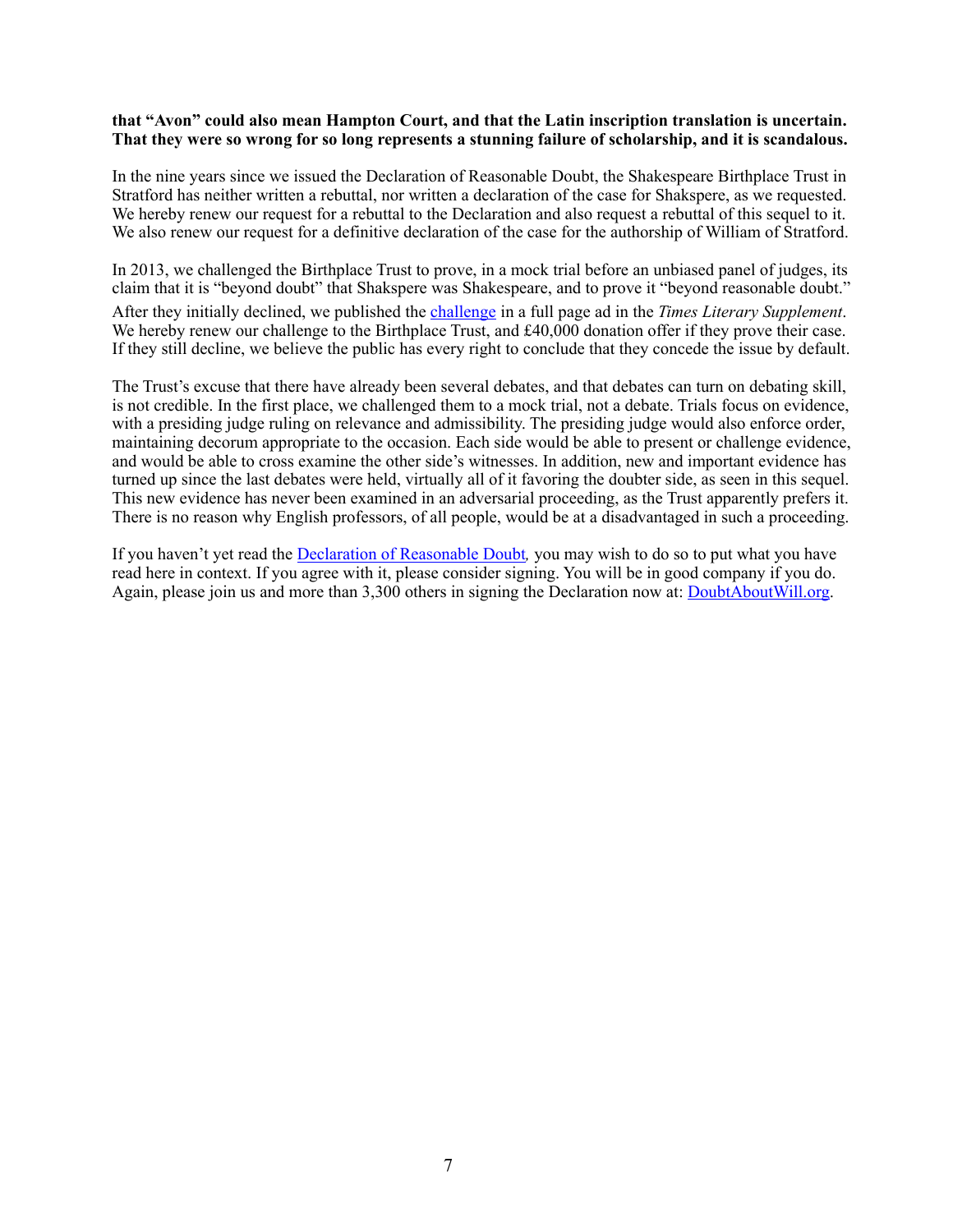**that "Avon" could also mean Hampton Court, and that the Latin inscription translation is uncertain. That they were so wrong for so long represents a stunning failure of scholarship, and it is scandalous.**

In the nine years since we issued the Declaration of Reasonable Doubt, the Shakespeare Birthplace Trust in Stratford has neither written a rebuttal, nor written a declaration of the case for Shakspere, as we requested. We hereby renew our request for a rebuttal to the Declaration and also request a rebuttal of this sequel to it. We also renew our request for a definitive declaration of the case for the authorship of William of Stratford.

In 2013, we challenged the Birthplace Trust to prove, in a mock trial before an unbiased panel of judges, its claim that it is "beyond doubt" that Shakspere was Shakespeare, and to prove it "beyond reasonable doubt." After they initially declined, we published the challenge in a full page ad in the *Times Literary Supplement*. We hereby renew our challenge to the Birthplace Trust, and £40,000 donation offer if they prove their case. If they still decline, we believe the public has every right to conclude that they concede the issue by default.

The Trust's excuse that there have already been several debates, and that debates can turn on debating skill, is not credible. In the first place, we challenged them to a mock trial, not a debate. Trials focus on evidence, with a presiding judge ruling on relevance and admissibility. The presiding judge would also enforce order, maintaining decorum appropriate to the occasion. Each side would be able to present or challenge evidence, and would be able to cross examine the other side's witnesses. In addition, new and important evidence has turned up since the last debates were held, virtually all of it favoring the doubter side, as seen in this sequel. This new evidence has never been examined in an adversarial proceeding, as the Trust apparently prefers it. There is no reason why English professors, of all people, would be at a disadvantaged in such a proceeding.

If you haven't yet read the Declaration of Reasonable Doubt*,* you may wish to do so to put what you have read here in context. If you agree with it, please consider signing. You will be in good company if you do. Again, please join us and more than 3,300 others in signing the Declaration now at: DoubtAboutWill.org.